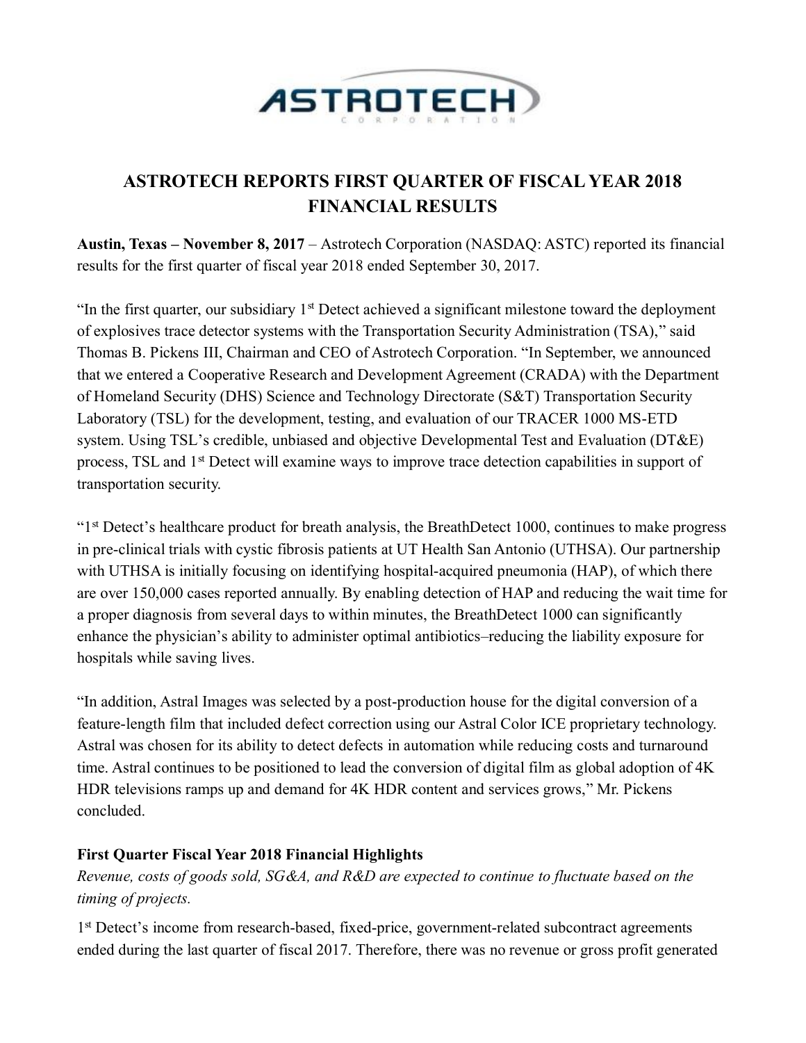# ASTROTECH REPORTS FIRST QUARTER OF FISCAL YEAR 2018 FINANCIAL RESULTS

**Austin, Texas – November 8, 2017** – Astrotech Corporation (NASDAQ: ASTC) reported its financial results for the first quarter of fiscal year 2018 ended September 30, 2017.

"In the first quarter, our subsidiary 1st Detect achieved a significant milestone toward the deployment of explosives trace detector systems with the Transportation Security Administration (TSA)," said Thomas B. Pickens III, Chairman and CEO of Astrotech Corporation. "In September, we announced that we entered a Cooperative Research and Development Agreement (CRADA) with the Department of Homeland Security (DHS) Science and Technology Directorate (S&T) Transportation Security Laboratory (TSL) for the development, testing, and evaluation of our TRACER 1000 MS-ETD system. Using TSL's credible, unbiased and objective Developmental Test and Evaluation (DT&E) process, TSL and 1st Detect will examine ways to improve trace detection capabilities in support of transportation security.

"1st Detect's healthcare product for breath analysis, the BreathDetect 1000, continues to make progress in pre-clinical trials with cystic fibrosis patients at UT Health San Antonio (UTHSA). Our partnership with UTHSA is initially focusing on identifying hospital-acquired pneumonia (HAP), of which there are over 150,000 cases reported annually. By enabling detection of HAP and reducing the wait time for a proper diagnosis from several days to within minutes, the BreathDetect 1000 can significantly enhance the physician's ability to administer optimal antibiotics–reducing the liability exposure for hospitals while saving lives.

"In addition, Astral Images was selected by a post-production house for the digital conversion of a feature-length film that included defect correction using our Astral Color ICE proprietary technology. Astral was chosen for its ability to detect defects in automation while reducing costs and turnaround time. Astral continues to be positioned to lead the conversion of digital film as global adoption of 4K HDR televisions ramps up and demand for 4K HDR content and services grows," Mr. Pickens concluded.

**First Quarter Fiscal Year 2018 Financial Highlights**

*Revenue, costs of goods sold, SG&A, and R&D are expected to continue to fluctuate based on the timing of projects.*

1st Detect's income from research-based, fixed-price, government-related subcontract agreements ended during the last quarter of fiscal 2017. Therefore, there was no revenue or gross profit generated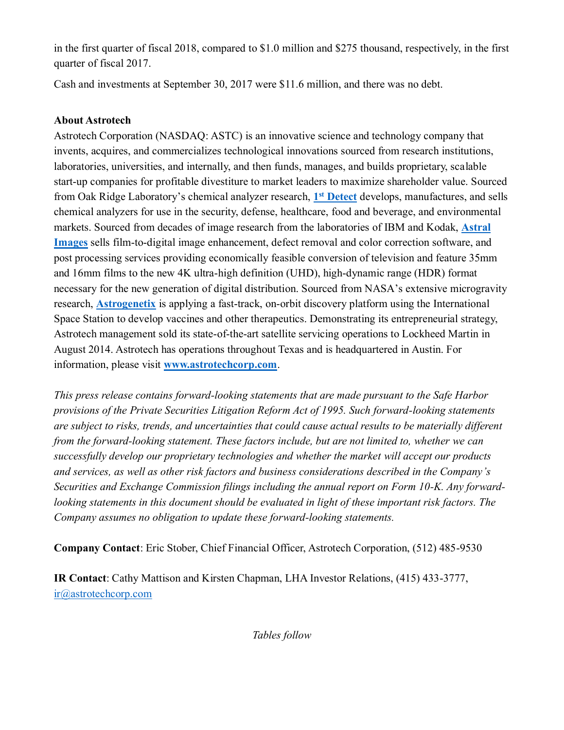in the first quarter of fiscal 2018, compared to $1.0 million and $275 thousand, respectively, in the first quarter of fiscal 2017.

Cash and investments at September 30, 2017 were $11.6 million, and there was no debt.

**About Astrotech**

Astrotech Corporation (NASDAQ: ASTC) is an innovative science and technology company that invents, acquires, and commercializes technological innovations sourced from research institutions, laboratories, universities, and internally, and then funds, manages, and builds proprietary, scalable start-up companies for profitable divestiture to market leaders to maximize shareholder value. Sourced from Oak Ridge Laboratory's chemical analyzer research, **1st Detect** develops, manufactures, and sells chemical analyzers for use in the security, defense, healthcare, food and beverage, and environmental markets. Sourced from decades of image research from the laboratories of IBM and Kodak, **Astral Images** sells film-to-digital image enhancement, defect removal and color correction software, and post processing services providing economically feasible conversion of television and feature 35mm and 16mm films to the new 4K ultra-high definition (UHD), high-dynamic range (HDR) format necessary for the new generation of digital distribution. Sourced from NASA's extensive microgravity research, **Astrogenetix** is applying a fast-track, on-orbit discovery platform using the International Space Station to develop vaccines and other therapeutics. Demonstrating its entrepreneurial strategy, Astrotech management sold its state-of-the-art satellite servicing operations to Lockheed Martin in August 2014. Astrotech has operations throughout Texas and is headquartered in Austin. For information, please visit **www.astrotechcorp.com**.

*This press release contains forward-looking statements that are made pursuant to the Safe Harbor provisions of the Private Securities Litigation Reform Act of 1995. Such forward-looking statements are subject to risks, trends, and uncertainties that could cause actual results to be materially different from the forward-looking statement. These factors include, but are not limited to, whether we can successfully develop our proprietary technologies and whether the market will accept our products and services, as well as other risk factors and business considerations described in the Company's Securities and Exchange Commission filings including the annual report on Form 10-K. Any forward-looking statements in this document should be evaluated in light of these important risk factors. The Company assumes no obligation to update these forward-looking statements.*

**Company Contact**: Eric Stober, Chief Financial Officer, Astrotech Corporation, (512) 485-9530

**IR Contact**: Cathy Mattison and Kirsten Chapman, LHA Investor Relations, (415) 433-3777, ir@astrotechcorp.com

*Tables follow*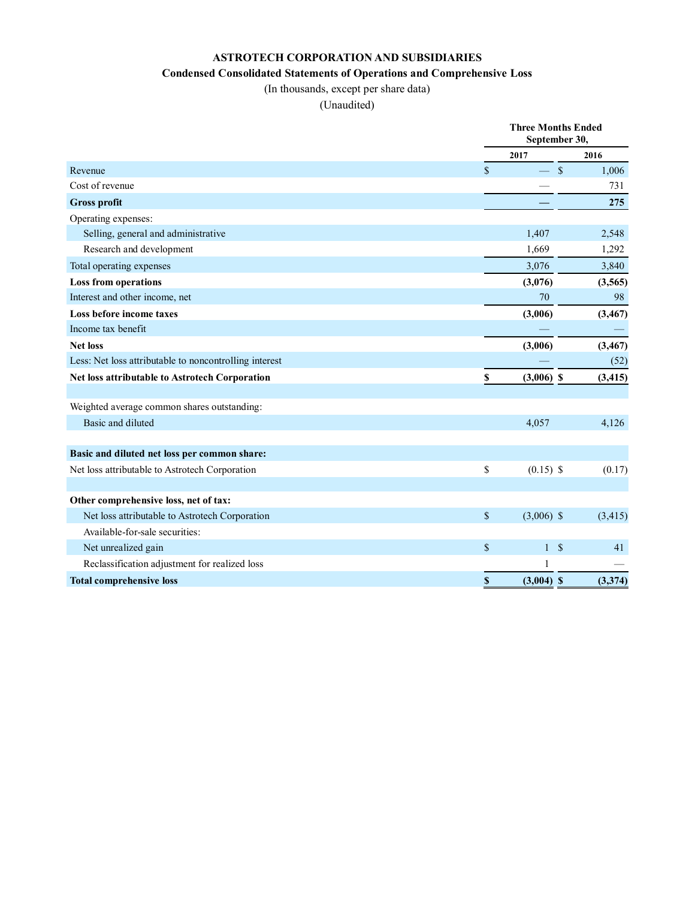**ASTROTECH CORPORATION AND SUBSIDIARIES**

**Condensed Consolidated Statements of Operations and Comprehensive Loss**

(In thousands, except per share data)

(Unaudited)

| | Three Months Ended September 30, | |
|---|---|---|
| | **2017** | **2016** |
| Revenue | $ — | $ 1,006 |
| Cost of revenue | — | 731 |
| **Gross profit** | **—** | **275** |
| Operating expenses: | | |
| Selling, general and administrative | 1,407 | 2,548 |
| Research and development | 1,669 | 1,292 |
| Total operating expenses | 3,076 | 3,840 |
| **Loss from operations** | **(3,076)** | **(3,565)** |
| Interest and other income, net | 70 | 98 |
| **Loss before income taxes** | **(3,006)** | **(3,467)** |
| Income tax benefit | — | — |
| **Net loss** | **(3,006)** | **(3,467)** |
| Less: Net loss attributable to noncontrolling interest | — | (52) |
| **Net loss attributable to Astrotech Corporation** | **$ (3,006)** | **$ (3,415)** |
| | | |
| Weighted average common shares outstanding: | | |
| Basic and diluted | 4,057 | 4,126 |
| | | |
| **Basic and diluted net loss per common share:** | | |
| Net loss attributable to Astrotech Corporation | $ (0.15) | $ (0.17) |
| | | |
| **Other comprehensive loss, net of tax:** | | |
| Net loss attributable to Astrotech Corporation | $ (3,006) | $ (3,415) |
| Available-for-sale securities: | | |
| Net unrealized gain | $ 1 | $ 41 |
| Reclassification adjustment for realized loss | 1 | — |
| **Total comprehensive loss** | **$ (3,004)** | **$ (3,374)** |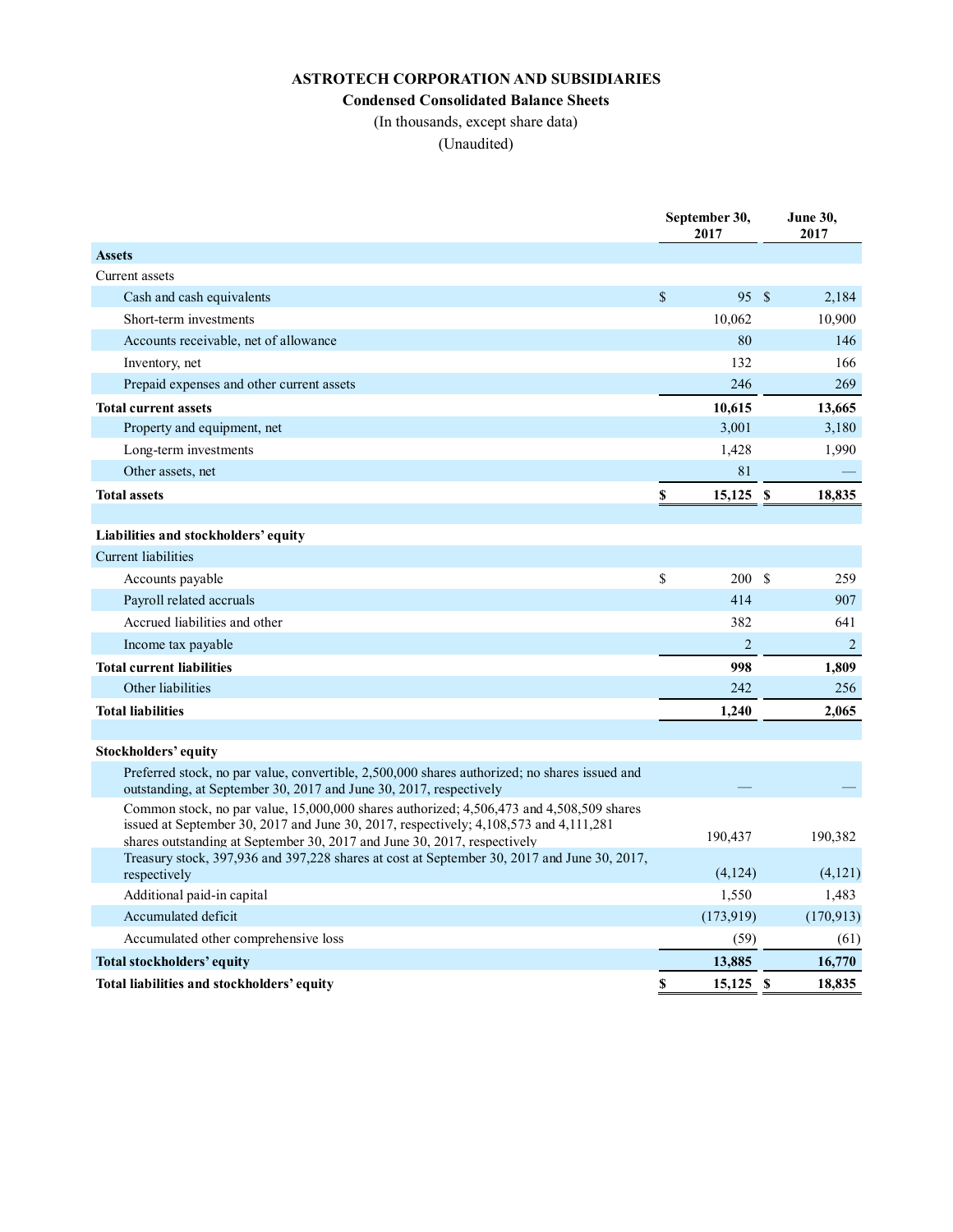# ASTROTECH CORPORATION AND SUBSIDIARIES

## Condensed Consolidated Balance Sheets

(In thousands, except share data)

(Unaudited)

| | September 30, 2017 | June 30, 2017 |
|---|---|---|
| **Assets** | | |
| Current assets | | |
| Cash and cash equivalents | $ 95 | $ 2,184 |
| Short-term investments | 10,062 | 10,900 |
| Accounts receivable, net of allowance | 80 | 146 |
| Inventory, net | 132 | 166 |
| Prepaid expenses and other current assets | 246 | 269 |
| **Total current assets** | **10,615** | **13,665** |
| Property and equipment, net | 3,001 | 3,180 |
| Long-term investments | 1,428 | 1,990 |
| Other assets, net | 81 | — |
| **Total assets** | **$ 15,125** | **$ 18,835** |
| **Liabilities and stockholders' equity** | | |
| Current liabilities | | |
| Accounts payable | $ 200 | $ 259 |
| Payroll related accruals | 414 | 907 |
| Accrued liabilities and other | 382 | 641 |
| Income tax payable | 2 | 2 |
| **Total current liabilities** | **998** | **1,809** |
| Other liabilities | 242 | 256 |
| **Total liabilities** | **1,240** | **2,065** |
| **Stockholders' equity** | | |
| Preferred stock, no par value, convertible, 2,500,000 shares authorized; no shares issued and outstanding, at September 30, 2017 and June 30, 2017, respectively | — | — |
| Common stock, no par value, 15,000,000 shares authorized; 4,506,473 and 4,508,509 shares issued at September 30, 2017 and June 30, 2017, respectively; 4,108,573 and 4,111,281 shares outstanding at September 30, 2017 and June 30, 2017, respectively | 190,437 | 190,382 |
| Treasury stock, 397,936 and 397,228 shares at cost at September 30, 2017 and June 30, 2017, respectively | (4,124) | (4,121) |
| Additional paid-in capital | 1,550 | 1,483 |
| Accumulated deficit | (173,919) | (170,913) |
| Accumulated other comprehensive loss | (59) | (61) |
| **Total stockholders' equity** | **13,885** | **16,770** |
| **Total liabilities and stockholders' equity** | **$ 15,125** | **$ 18,835** |